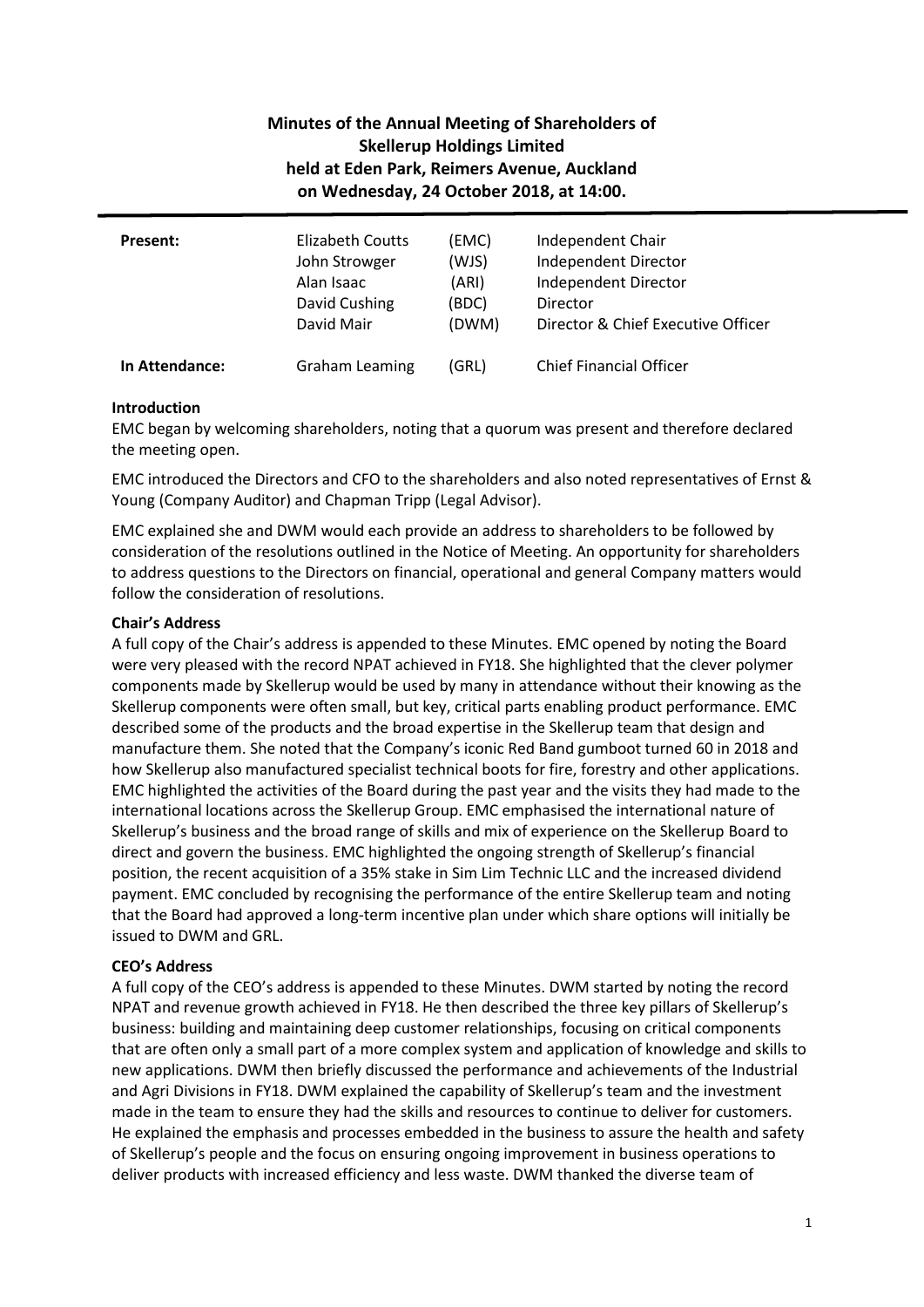# Minutes of the Annual Meeting of Shareholders of Skellerup Holdings Limited held at Eden Park, Reimers Avenue, Auckland on Wednesday, 24 October 2018, at 14:00.

| | | | |
|---|---|---|---|
| **Present:** | Elizabeth Coutts | (EMC) | Independent Chair |
| | John Strowger | (WJS) | Independent Director |
| | Alan Isaac | (ARI) | Independent Director |
| | David Cushing | (BDC) | Director |
| | David Mair | (DWM) | Director & Chief Executive Officer |
| **In Attendance:** | Graham Leaming | (GRL) | Chief Financial Officer |

**Introduction**

EMC began by welcoming shareholders, noting that a quorum was present and therefore declared the meeting open.

EMC introduced the Directors and CFO to the shareholders and also noted representatives of Ernst & Young (Company Auditor) and Chapman Tripp (Legal Advisor).

EMC explained she and DWM would each provide an address to shareholders to be followed by consideration of the resolutions outlined in the Notice of Meeting. An opportunity for shareholders to address questions to the Directors on financial, operational and general Company matters would follow the consideration of resolutions.

**Chair's Address**

A full copy of the Chair's address is appended to these Minutes. EMC opened by noting the Board were very pleased with the record NPAT achieved in FY18. She highlighted that the clever polymer components made by Skellerup would be used by many in attendance without their knowing as the Skellerup components were often small, but key, critical parts enabling product performance. EMC described some of the products and the broad expertise in the Skellerup team that design and manufacture them. She noted that the Company's iconic Red Band gumboot turned 60 in 2018 and how Skellerup also manufactured specialist technical boots for fire, forestry and other applications. EMC highlighted the activities of the Board during the past year and the visits they had made to the international locations across the Skellerup Group. EMC emphasised the international nature of Skellerup's business and the broad range of skills and mix of experience on the Skellerup Board to direct and govern the business. EMC highlighted the ongoing strength of Skellerup's financial position, the recent acquisition of a 35% stake in Sim Lim Technic LLC and the increased dividend payment. EMC concluded by recognising the performance of the entire Skellerup team and noting that the Board had approved a long-term incentive plan under which share options will initially be issued to DWM and GRL.

**CEO's Address**

A full copy of the CEO's address is appended to these Minutes. DWM started by noting the record NPAT and revenue growth achieved in FY18. He then described the three key pillars of Skellerup's business: building and maintaining deep customer relationships, focusing on critical components that are often only a small part of a more complex system and application of knowledge and skills to new applications. DWM then briefly discussed the performance and achievements of the Industrial and Agri Divisions in FY18. DWM explained the capability of Skellerup's team and the investment made in the team to ensure they had the skills and resources to continue to deliver for customers. He explained the emphasis and processes embedded in the business to assure the health and safety of Skellerup's people and the focus on ensuring ongoing improvement in business operations to deliver products with increased efficiency and less waste. DWM thanked the diverse team of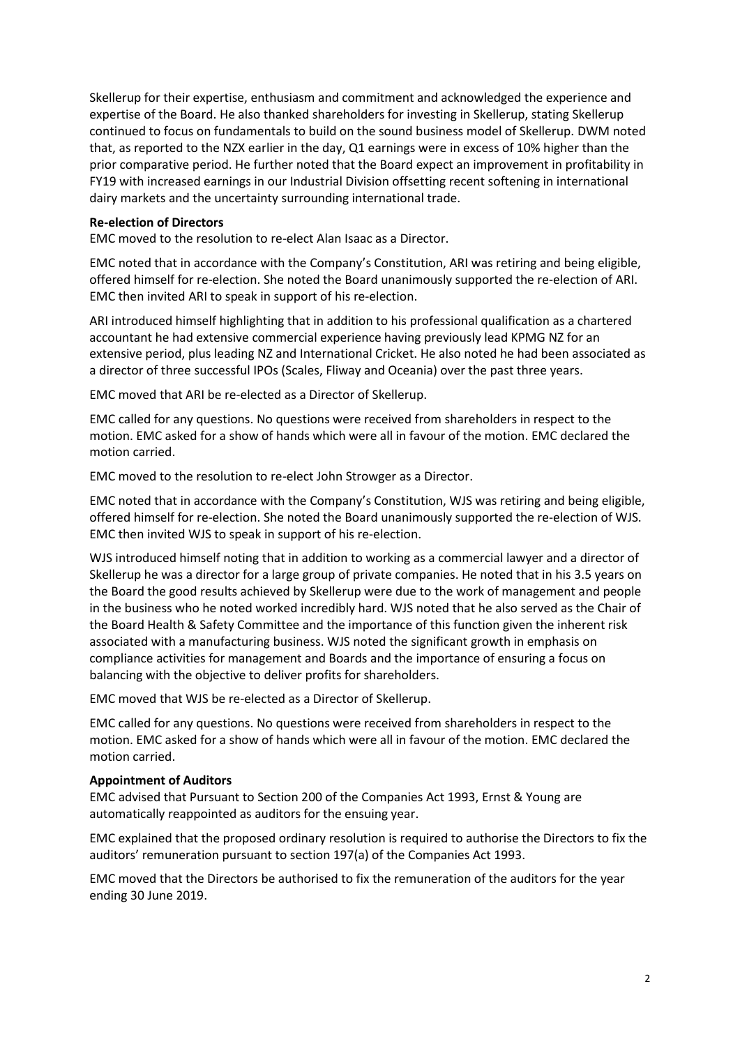Skellerup for their expertise, enthusiasm and commitment and acknowledged the experience and expertise of the Board. He also thanked shareholders for investing in Skellerup, stating Skellerup continued to focus on fundamentals to build on the sound business model of Skellerup. DWM noted that, as reported to the NZX earlier in the day, Q1 earnings were in excess of 10% higher than the prior comparative period. He further noted that the Board expect an improvement in profitability in FY19 with increased earnings in our Industrial Division offsetting recent softening in international dairy markets and the uncertainty surrounding international trade.

**Re-election of Directors**

EMC moved to the resolution to re-elect Alan Isaac as a Director.

EMC noted that in accordance with the Company's Constitution, ARI was retiring and being eligible, offered himself for re-election. She noted the Board unanimously supported the re-election of ARI. EMC then invited ARI to speak in support of his re-election.

ARI introduced himself highlighting that in addition to his professional qualification as a chartered accountant he had extensive commercial experience having previously lead KPMG NZ for an extensive period, plus leading NZ and International Cricket. He also noted he had been associated as a director of three successful IPOs (Scales, Fliway and Oceania) over the past three years.

EMC moved that ARI be re-elected as a Director of Skellerup.

EMC called for any questions. No questions were received from shareholders in respect to the motion. EMC asked for a show of hands which were all in favour of the motion. EMC declared the motion carried.

EMC moved to the resolution to re-elect John Strowger as a Director.

EMC noted that in accordance with the Company's Constitution, WJS was retiring and being eligible, offered himself for re-election. She noted the Board unanimously supported the re-election of WJS. EMC then invited WJS to speak in support of his re-election.

WJS introduced himself noting that in addition to working as a commercial lawyer and a director of Skellerup he was a director for a large group of private companies. He noted that in his 3.5 years on the Board the good results achieved by Skellerup were due to the work of management and people in the business who he noted worked incredibly hard. WJS noted that he also served as the Chair of the Board Health & Safety Committee and the importance of this function given the inherent risk associated with a manufacturing business. WJS noted the significant growth in emphasis on compliance activities for management and Boards and the importance of ensuring a focus on balancing with the objective to deliver profits for shareholders.

EMC moved that WJS be re-elected as a Director of Skellerup.

EMC called for any questions. No questions were received from shareholders in respect to the motion. EMC asked for a show of hands which were all in favour of the motion. EMC declared the motion carried.

**Appointment of Auditors**

EMC advised that Pursuant to Section 200 of the Companies Act 1993, Ernst & Young are automatically reappointed as auditors for the ensuing year.

EMC explained that the proposed ordinary resolution is required to authorise the Directors to fix the auditors' remuneration pursuant to section 197(a) of the Companies Act 1993.

EMC moved that the Directors be authorised to fix the remuneration of the auditors for the year ending 30 June 2019.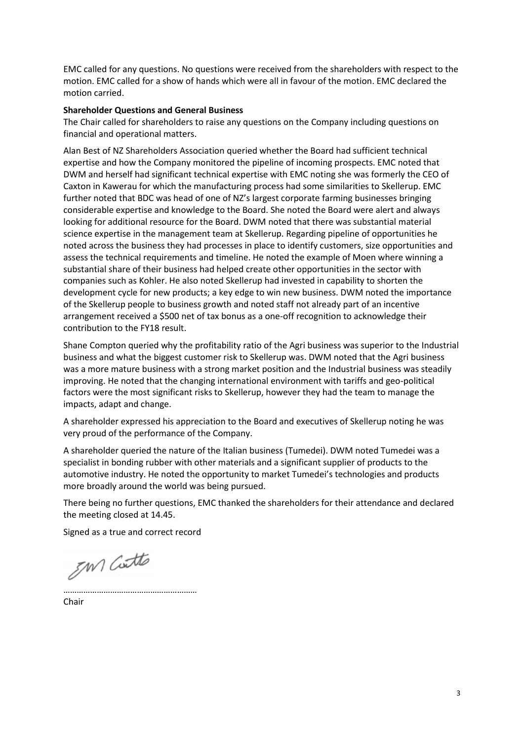EMC called for any questions. No questions were received from the shareholders with respect to the motion. EMC called for a show of hands which were all in favour of the motion. EMC declared the motion carried.

**Shareholder Questions and General Business**

The Chair called for shareholders to raise any questions on the Company including questions on financial and operational matters.

Alan Best of NZ Shareholders Association queried whether the Board had sufficient technical expertise and how the Company monitored the pipeline of incoming prospects. EMC noted that DWM and herself had significant technical expertise with EMC noting she was formerly the CEO of Caxton in Kawerau for which the manufacturing process had some similarities to Skellerup. EMC further noted that BDC was head of one of NZ's largest corporate farming businesses bringing considerable expertise and knowledge to the Board. She noted the Board were alert and always looking for additional resource for the Board. DWM noted that there was substantial material science expertise in the management team at Skellerup. Regarding pipeline of opportunities he noted across the business they had processes in place to identify customers, size opportunities and assess the technical requirements and timeline. He noted the example of Moen where winning a substantial share of their business had helped create other opportunities in the sector with companies such as Kohler. He also noted Skellerup had invested in capability to shorten the development cycle for new products; a key edge to win new business. DWM noted the importance of the Skellerup people to business growth and noted staff not already part of an incentive arrangement received a $500 net of tax bonus as a one-off recognition to acknowledge their contribution to the FY18 result.

Shane Compton queried why the profitability ratio of the Agri business was superior to the Industrial business and what the biggest customer risk to Skellerup was. DWM noted that the Agri business was a more mature business with a strong market position and the Industrial business was steadily improving. He noted that the changing international environment with tariffs and geo-political factors were the most significant risks to Skellerup, however they had the team to manage the impacts, adapt and change.

A shareholder expressed his appreciation to the Board and executives of Skellerup noting he was very proud of the performance of the Company.

A shareholder queried the nature of the Italian business (Tumedei). DWM noted Tumedei was a specialist in bonding rubber with other materials and a significant supplier of products to the automotive industry. He noted the opportunity to market Tumedei's technologies and products more broadly around the world was being pursued.

There being no further questions, EMC thanked the shareholders for their attendance and declared the meeting closed at 14.45.

Signed as a true and correct record

EM Coutts

…………………………………………………

Chair